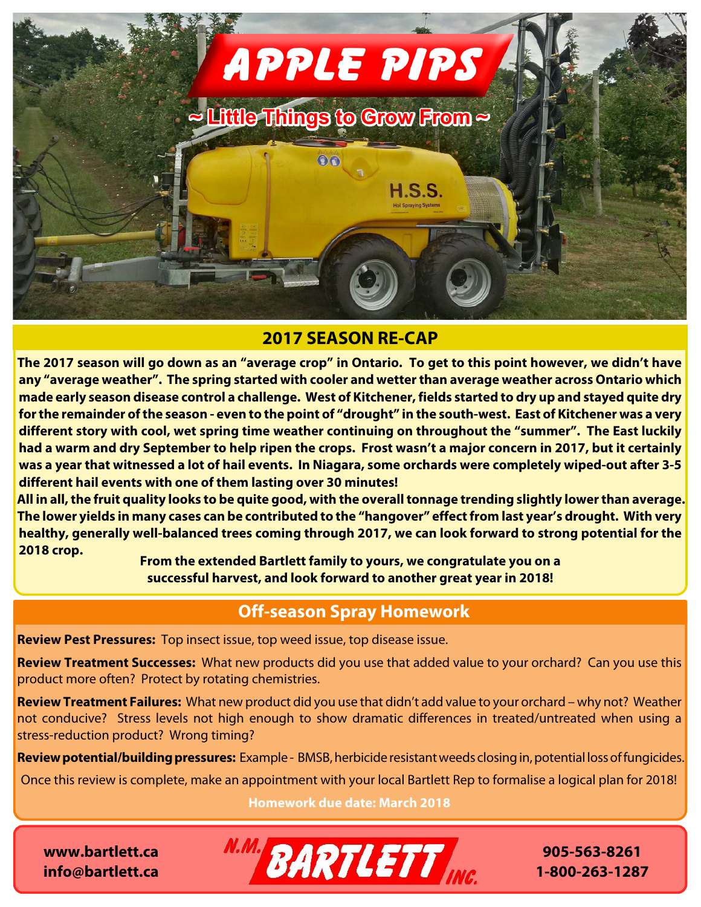# APPLE PIPS

~ Little Things to Grow From ~

## 2017 SEASON RE-CAP

**The 2017 season will go down as an "average crop" in Ontario. To get to this point however, we didn't have any "average weather". The spring started with cooler and wetter than average weather across Ontario which made early season disease control a challenge. West of Kitchener, fields started to dry up and stayed quite dry for the remainder of the season - even to the point of "drought" in the south-west. East of Kitchener was a very different story with cool, wet spring time weather continuing on throughout the "summer". The East luckily had a warm and dry September to help ripen the crops. Frost wasn't a major concern in 2017, but it certainly was a year that witnessed a lot of hail events. In Niagara, some orchards were completely wiped-out after 3-5 different hail events with one of them lasting over 30 minutes!**

**All in all, the fruit quality looks to be quite good, with the overall tonnage trending slightly lower than average. The lower yields in many cases can be contributed to the "hangover" effect from last year's drought. With very healthy, generally well-balanced trees coming through 2017, we can look forward to strong potential for the 2018 crop.**

**From the extended Bartlett family to yours, we congratulate you on a successful harvest, and look forward to another great year in 2018!**

## Off-season Spray Homework

**Review Pest Pressures:** Top insect issue, top weed issue, top disease issue.

**Review Treatment Successes:** What new products did you use that added value to your orchard? Can you use this product more often? Protect by rotating chemistries.

**Review Treatment Failures:** What new product did you use that didn't add value to your orchard – why not? Weather not conducive? Stress levels not high enough to show dramatic differences in treated/untreated when using a stress-reduction product? Wrong timing?

**Review potential/building pressures:** Example - BMSB, herbicide resistant weeds closing in, potential loss of fungicides.

Once this review is complete, make an appointment with your local Bartlett Rep to formalise a logical plan for 2018!

**Homework due date: March 2018**

**www.bartlett.ca**
**info@bartlett.ca**

N.M. BARTLETT INC.

**905-563-8261**
**1-800-263-1287**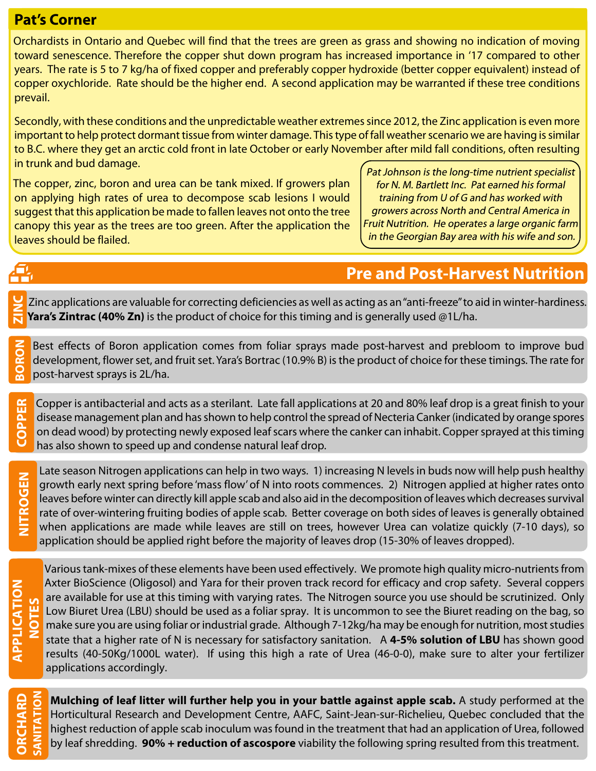## Pat's Corner

Orchardists in Ontario and Quebec will find that the trees are green as grass and showing no indication of moving toward senescence. Therefore the copper shut down program has increased importance in '17 compared to other years. The rate is 5 to 7 kg/ha of fixed copper and preferably copper hydroxide (better copper equivalent) instead of copper oxychloride. Rate should be the higher end. A second application may be warranted if these tree conditions prevail.

Secondly, with these conditions and the unpredictable weather extremes since 2012, the Zinc application is even more important to help protect dormant tissue from winter damage. This type of fall weather scenario we are having is similar to B.C. where they get an arctic cold front in late October or early November after mild fall conditions, often resulting in trunk and bud damage.

The copper, zinc, boron and urea can be tank mixed. If growers plan on applying high rates of urea to decompose scab lesions I would suggest that this application be made to fallen leaves not onto the tree canopy this year as the trees are too green. After the application the leaves should be flailed.

*Pat Johnson is the long-time nutrient specialist for N. M. Bartlett Inc. Pat earned his formal training from U of G and has worked with growers across North and Central America in Fruit Nutrition. He operates a large organic farm in the Georgian Bay area with his wife and son.*

## Pre and Post-Harvest Nutrition

### ZINC

Zinc applications are valuable for correcting deficiencies as well as acting as an "anti-freeze" to aid in winter-hardiness. **Yara's Zintrac (40% Zn)** is the product of choice for this timing and is generally used @1L/ha.

### BORON

Best effects of Boron application comes from foliar sprays made post-harvest and prebloom to improve bud development, flower set, and fruit set. Yara's Bortrac (10.9% B) is the product of choice for these timings. The rate for post-harvest sprays is 2L/ha.

### COPPER

Copper is antibacterial and acts as a sterilant. Late fall applications at 20 and 80% leaf drop is a great finish to your disease management plan and has shown to help control the spread of Necteria Canker (indicated by orange spores on dead wood) by protecting newly exposed leaf scars where the canker can inhabit. Copper sprayed at this timing has also shown to speed up and condense natural leaf drop.

### NITROGEN

Late season Nitrogen applications can help in two ways. 1) increasing N levels in buds now will help push healthy growth early next spring before 'mass flow' of N into roots commences. 2) Nitrogen applied at higher rates onto leaves before winter can directly kill apple scab and also aid in the decomposition of leaves which decreases survival rate of over-wintering fruiting bodies of apple scab. Better coverage on both sides of leaves is generally obtained when applications are made while leaves are still on trees, however Urea can volatize quickly (7-10 days), so application should be applied right before the majority of leaves drop (15-30% of leaves dropped).

### APPLICATION NOTES

Various tank-mixes of these elements have been used effectively. We promote high quality micro-nutrients from Axter BioScience (Oligosol) and Yara for their proven track record for efficacy and crop safety. Several coppers are available for use at this timing with varying rates. The Nitrogen source you use should be scrutinized. Only Low Biuret Urea (LBU) should be used as a foliar spray. It is uncommon to see the Biuret reading on the bag, so make sure you are using foliar or industrial grade. Although 7-12kg/ha may be enough for nutrition, most studies state that a higher rate of N is necessary for satisfactory sanitation. A **4-5% solution of LBU** has shown good results (40-50Kg/1000L water). If using this high a rate of Urea (46-0-0), make sure to alter your fertilizer applications accordingly.

### ORCHARD SANITATION

**Mulching of leaf litter will further help you in your battle against apple scab.** A study performed at the Horticultural Research and Development Centre, AAFC, Saint-Jean-sur-Richelieu, Quebec concluded that the highest reduction of apple scab inoculum was found in the treatment that had an application of Urea, followed by leaf shredding. **90% + reduction of ascospore** viability the following spring resulted from this treatment.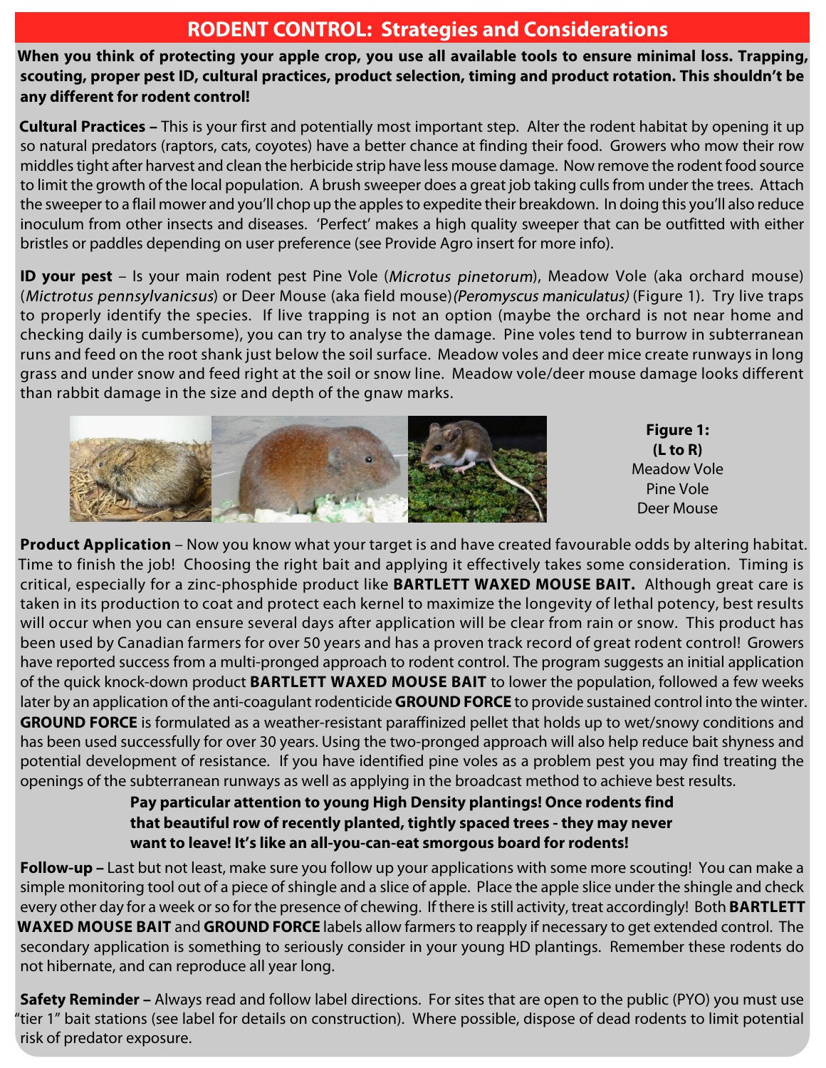# RODENT CONTROL: Strategies and Considerations

**When you think of protecting your apple crop, you use all available tools to ensure minimal loss. Trapping, scouting, proper pest ID, cultural practices, product selection, timing and product rotation. This shouldn't be any different for rodent control!**

**Cultural Practices –** This is your first and potentially most important step. Alter the rodent habitat by opening it up so natural predators (raptors, cats, coyotes) have a better chance at finding their food. Growers who mow their row middles tight after harvest and clean the herbicide strip have less mouse damage. Now remove the rodent food source to limit the growth of the local population. A brush sweeper does a great job taking culls from under the trees. Attach the sweeper to a flail mower and you'll chop up the apples to expedite their breakdown. In doing this you'll also reduce inoculum from other insects and diseases. 'Perfect' makes a high quality sweeper that can be outfitted with either bristles or paddles depending on user preference (see Provide Agro insert for more info).

**ID your pest** – Is your main rodent pest Pine Vole (*Microtus pinetorum*), Meadow Vole (aka orchard mouse) (*Mictrotus pennsylvanicsus*) or Deer Mouse (aka field mouse)*(Peromyscus maniculatus)* (Figure 1). Try live traps to properly identify the species. If live trapping is not an option (maybe the orchard is not near home and checking daily is cumbersome), you can try to analyse the damage. Pine voles tend to burrow in subterranean runs and feed on the root shank just below the soil surface. Meadow voles and deer mice create runways in long grass and under snow and feed right at the soil or snow line. Meadow vole/deer mouse damage looks different than rabbit damage in the size and depth of the gnaw marks.

**Figure 1: (L to R)**
Meadow Vole
Pine Vole
Deer Mouse

**Product Application** – Now you know what your target is and have created favourable odds by altering habitat. Time to finish the job! Choosing the right bait and applying it effectively takes some consideration. Timing is critical, especially for a zinc-phosphide product like **BARTLETT WAXED MOUSE BAIT.** Although great care is taken in its production to coat and protect each kernel to maximize the longevity of lethal potency, best results will occur when you can ensure several days after application will be clear from rain or snow. This product has been used by Canadian farmers for over 50 years and has a proven track record of great rodent control! Growers have reported success from a multi-pronged approach to rodent control. The program suggests an initial application of the quick knock-down product **BARTLETT WAXED MOUSE BAIT** to lower the population, followed a few weeks later by an application of the anti-coagulant rodenticide **GROUND FORCE** to provide sustained control into the winter. **GROUND FORCE** is formulated as a weather-resistant paraffinized pellet that holds up to wet/snowy conditions and has been used successfully for over 30 years. Using the two-pronged approach will also help reduce bait shyness and potential development of resistance. If you have identified pine voles as a problem pest you may find treating the openings of the subterranean runways as well as applying in the broadcast method to achieve best results.

**Pay particular attention to young High Density plantings! Once rodents find that beautiful row of recently planted, tightly spaced trees - they may never want to leave! It's like an all-you-can-eat smorgous board for rodents!**

**Follow-up –** Last but not least, make sure you follow up your applications with some more scouting! You can make a simple monitoring tool out of a piece of shingle and a slice of apple. Place the apple slice under the shingle and check every other day for a week or so for the presence of chewing. If there is still activity, treat accordingly! Both **BARTLETT WAXED MOUSE BAIT** and **GROUND FORCE** labels allow farmers to reapply if necessary to get extended control. The secondary application is something to seriously consider in your young HD plantings. Remember these rodents do not hibernate, and can reproduce all year long.

**Safety Reminder –** Always read and follow label directions. For sites that are open to the public (PYO) you must use "tier 1" bait stations (see label for details on construction). Where possible, dispose of dead rodents to limit potential risk of predator exposure.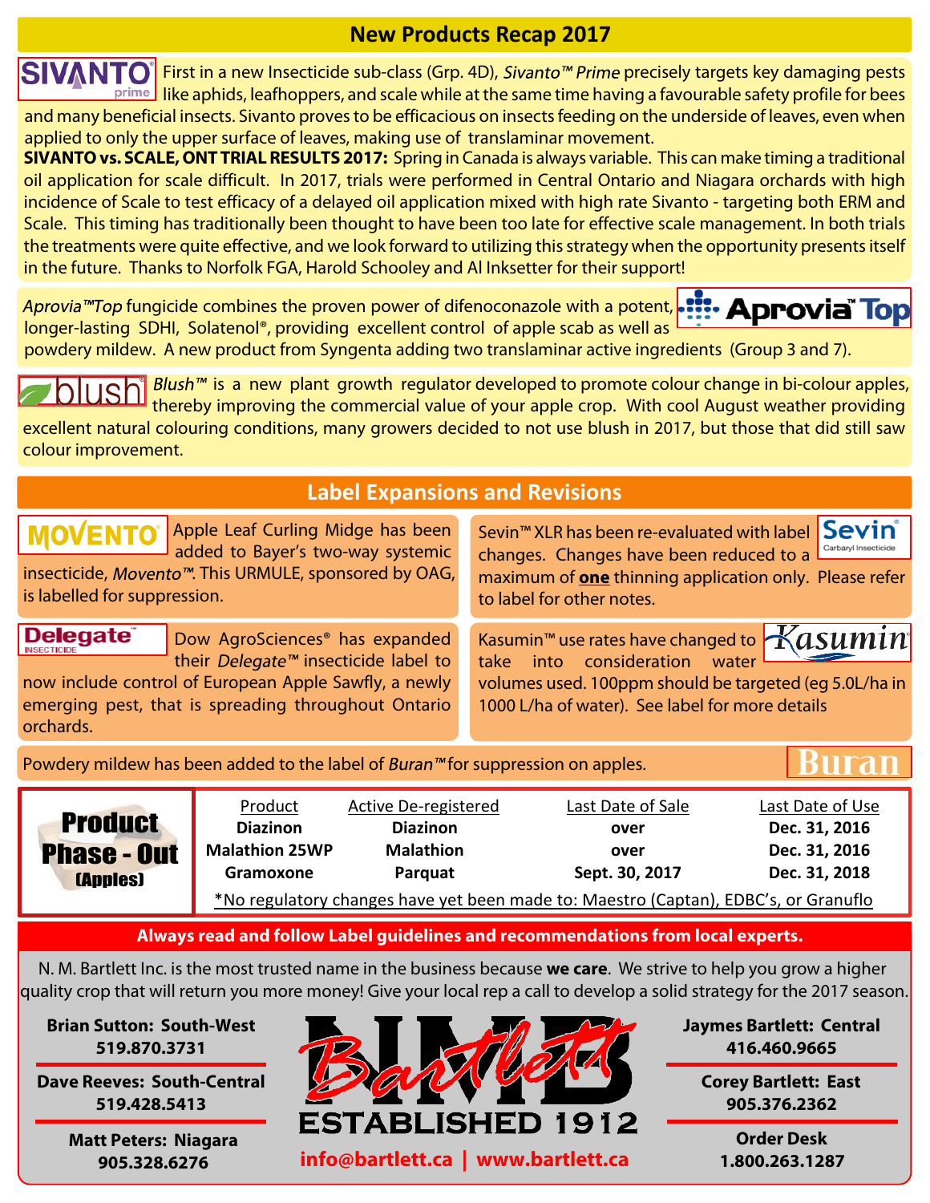## New Products Recap 2017

First in a new Insecticide sub-class (Grp. 4D), *Sivanto™ Prime* precisely targets key damaging pests like aphids, leafhoppers, and scale while at the same time having a favourable safety profile for bees and many beneficial insects. Sivanto proves to be efficacious on insects feeding on the underside of leaves, even when applied to only the upper surface of leaves, making use of translaminar movement.

**SIVANTO vs. SCALE, ONT TRIAL RESULTS 2017:** Spring in Canada is always variable. This can make timing a traditional oil application for scale difficult. In 2017, trials were performed in Central Ontario and Niagara orchards with high incidence of Scale to test efficacy of a delayed oil application mixed with high rate Sivanto - targeting both ERM and Scale. This timing has traditionally been thought to have been too late for effective scale management. In both trials the treatments were quite effective, and we look forward to utilizing this strategy when the opportunity presents itself in the future. Thanks to Norfolk FGA, Harold Schooley and Al Inksetter for their support!

*Aprovia™Top* fungicide combines the proven power of difenoconazole with a potent, longer-lasting SDHI, Solatenol®, providing excellent control of apple scab as well as powdery mildew. A new product from Syngenta adding two translaminar active ingredients (Group 3 and 7).

*Blush™* is a new plant growth regulator developed to promote colour change in bi-colour apples, thereby improving the commercial value of your apple crop. With cool August weather providing excellent natural colouring conditions, many growers decided to not use blush in 2017, but those that did still saw colour improvement.

## Label Expansions and Revisions

Apple Leaf Curling Midge has been added to Bayer's two-way systemic insecticide, *Movento™*. This URMULE, sponsored by OAG, is labelled for suppression.

Dow AgroSciences® has expanded their *Delegate™* insecticide label to now include control of European Apple Sawfly, a newly emerging pest, that is spreading throughout Ontario orchards.

Sevin™ XLR has been re-evaluated with label changes. Changes have been reduced to a maximum of **one** thinning application only. Please refer to label for other notes.

Kasumin™ use rates have changed to take into consideration water volumes used. 100ppm should be targeted (eg 5.0L/ha in 1000 L/ha of water). See label for more details

Powdery mildew has been added to the label of *Buran™* for suppression on apples.

### Product Phase - Out (Apples)

| Product | Active De-registered | Last Date of Sale | Last Date of Use |
|---|---|---|---|
| **Diazinon** | **Diazinon** | **over** | **Dec. 31, 2016** |
| **Malathion 25WP** | **Malathion** | **over** | **Dec. 31, 2016** |
| **Gramoxone** | **Parquat** | **Sept. 30, 2017** | **Dec. 31, 2018** |

*No regulatory changes have yet been made to: Maestro (Captan), EDBC's, or Granuflo

**Always read and follow Label guidelines and recommendations from local experts.**

N. M. Bartlett Inc. is the most trusted name in the business because **we care**. We strive to help you grow a higher quality crop that will return you more money! Give your local rep a call to develop a solid strategy for the 2017 season.

**Brian Sutton: South-West**
**519.870.3731**

**Dave Reeves: South-Central**
**519.428.5413**

**Matt Peters: Niagara**
**905.328.6276**

NMB Bartlett ESTABLISHED 1912

**info@bartlett.ca | www.bartlett.ca**

**Jaymes Bartlett: Central**
**416.460.9665**

**Corey Bartlett: East**
**905.376.2362**

**Order Desk**
**1.800.263.1287**